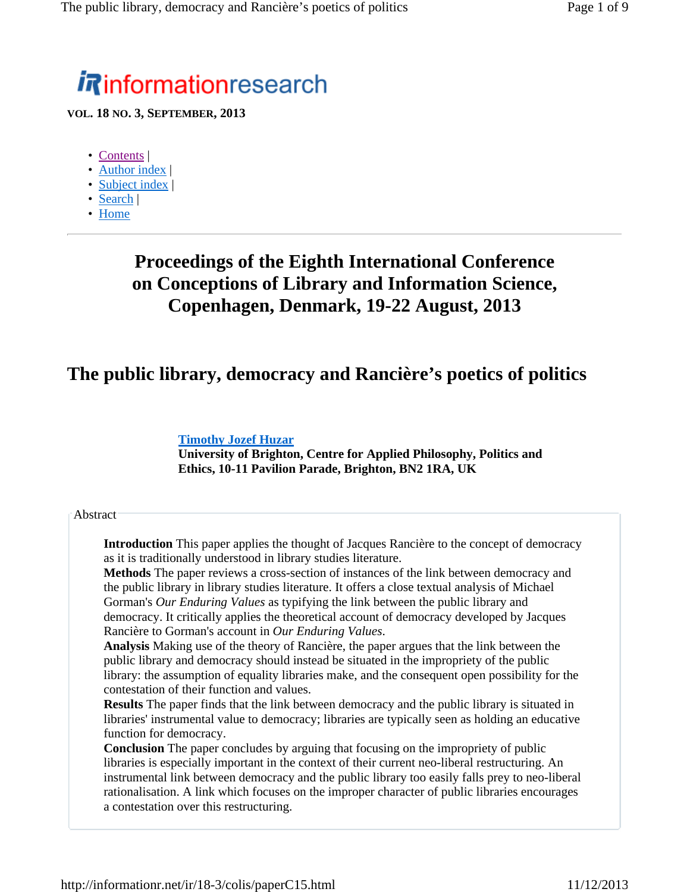informationresearch

**VOL. 18 NO. 3, SEPTEMBER, 2013**

- Contents |
- Author index |
- Subject index |
- Search |
- Home

---

# Proceedings of the Eighth International Conference on Conceptions of Library and Information Science, Copenhagen, Denmark, 19-22 August, 2013

## The public library, democracy and Rancière's poetics of politics

**Timothy Jozef Huzar**
**University of Brighton, Centre for Applied Philosophy, Politics and Ethics, 10-11 Pavilion Parade, Brighton, BN2 1RA, UK**

### Abstract

**Introduction** This paper applies the thought of Jacques Rancière to the concept of democracy as it is traditionally understood in library studies literature.
**Methods** The paper reviews a cross-section of instances of the link between democracy and the public library in library studies literature. It offers a close textual analysis of Michael Gorman's *Our Enduring Values* as typifying the link between the public library and democracy. It critically applies the theoretical account of democracy developed by Jacques Rancière to Gorman's account in *Our Enduring Values*.
**Analysis** Making use of the theory of Rancière, the paper argues that the link between the public library and democracy should instead be situated in the impropriety of the public library: the assumption of equality libraries make, and the consequent open possibility for the contestation of their function and values.
**Results** The paper finds that the link between democracy and the public library is situated in libraries' instrumental value to democracy; libraries are typically seen as holding an educative function for democracy.
**Conclusion** The paper concludes by arguing that focusing on the impropriety of public libraries is especially important in the context of their current neo-liberal restructuring. An instrumental link between democracy and the public library too easily falls prey to neo-liberal rationalisation. A link which focuses on the improper character of public libraries encourages a contestation over this restructuring.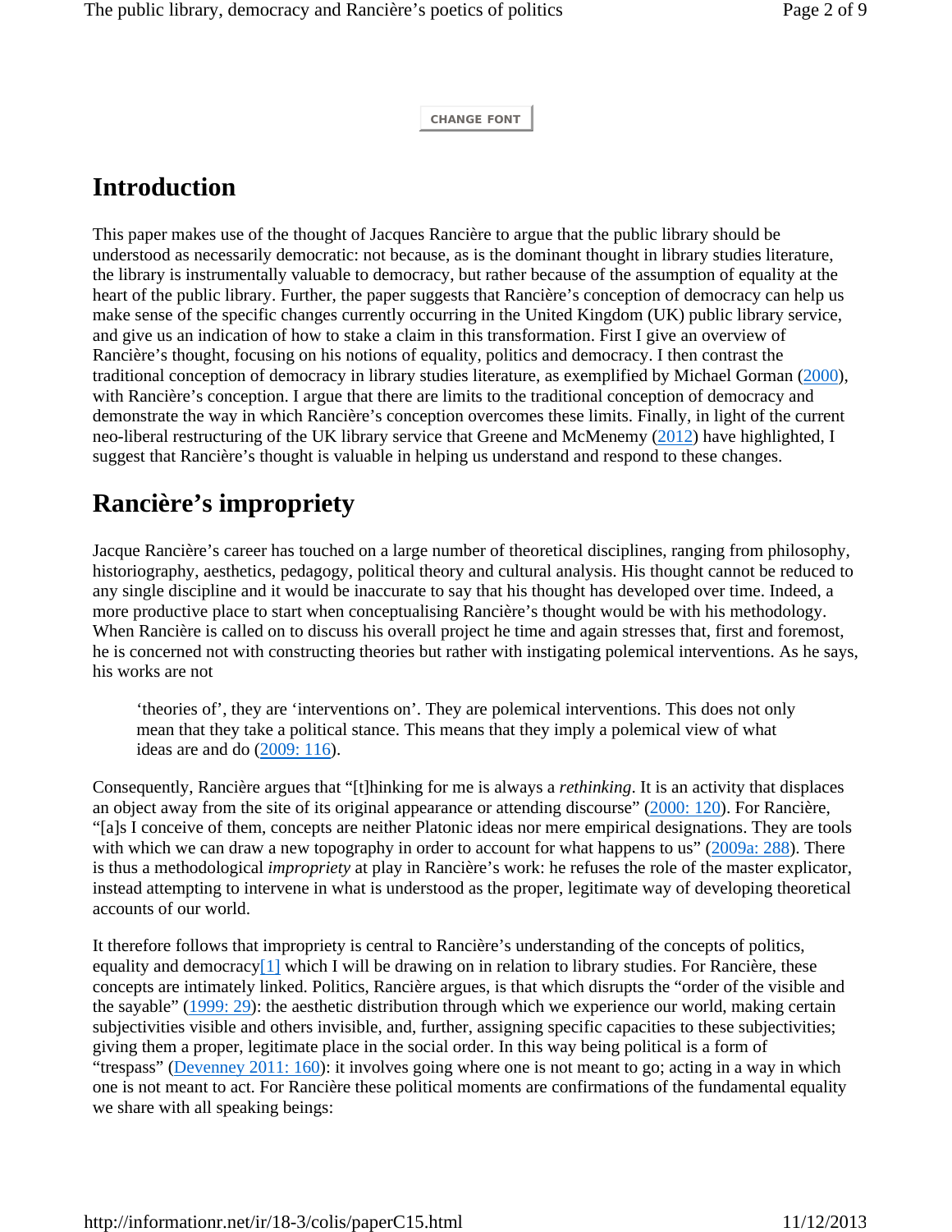## Introduction

This paper makes use of the thought of Jacques Rancière to argue that the public library should be understood as necessarily democratic: not because, as is the dominant thought in library studies literature, the library is instrumentally valuable to democracy, but rather because of the assumption of equality at the heart of the public library. Further, the paper suggests that Rancière's conception of democracy can help us make sense of the specific changes currently occurring in the United Kingdom (UK) public library service, and give us an indication of how to stake a claim in this transformation. First I give an overview of Rancière's thought, focusing on his notions of equality, politics and democracy. I then contrast the traditional conception of democracy in library studies literature, as exemplified by Michael Gorman (2000), with Rancière's conception. I argue that there are limits to the traditional conception of democracy and demonstrate the way in which Rancière's conception overcomes these limits. Finally, in light of the current neo-liberal restructuring of the UK library service that Greene and McMenemy (2012) have highlighted, I suggest that Rancière's thought is valuable in helping us understand and respond to these changes.

## Rancière's impropriety

Jacque Rancière's career has touched on a large number of theoretical disciplines, ranging from philosophy, historiography, aesthetics, pedagogy, political theory and cultural analysis. His thought cannot be reduced to any single discipline and it would be inaccurate to say that his thought has developed over time. Indeed, a more productive place to start when conceptualising Rancière's thought would be with his methodology. When Rancière is called on to discuss his overall project he time and again stresses that, first and foremost, he is concerned not with constructing theories but rather with instigating polemical interventions. As he says, his works are not

> 'theories of', they are 'interventions on'. They are polemical interventions. This does not only mean that they take a political stance. This means that they imply a polemical view of what ideas are and do (2009: 116).

Consequently, Rancière argues that "[t]hinking for me is always a *rethinking*. It is an activity that displaces an object away from the site of its original appearance or attending discourse" (2000: 120). For Rancière, "[a]s I conceive of them, concepts are neither Platonic ideas nor mere empirical designations. They are tools with which we can draw a new topography in order to account for what happens to us" (2009a: 288). There is thus a methodological *impropriety* at play in Rancière's work: he refuses the role of the master explicator, instead attempting to intervene in what is understood as the proper, legitimate way of developing theoretical accounts of our world.

It therefore follows that impropriety is central to Rancière's understanding of the concepts of politics, equality and democracy[1] which I will be drawing on in relation to library studies. For Rancière, these concepts are intimately linked. Politics, Rancière argues, is that which disrupts the "order of the visible and the sayable" (1999: 29): the aesthetic distribution through which we experience our world, making certain subjectivities visible and others invisible, and, further, assigning specific capacities to these subjectivities; giving them a proper, legitimate place in the social order. In this way being political is a form of "trespass" (Devenney 2011: 160): it involves going where one is not meant to go; acting in a way in which one is not meant to act. For Rancière these political moments are confirmations of the fundamental equality we share with all speaking beings: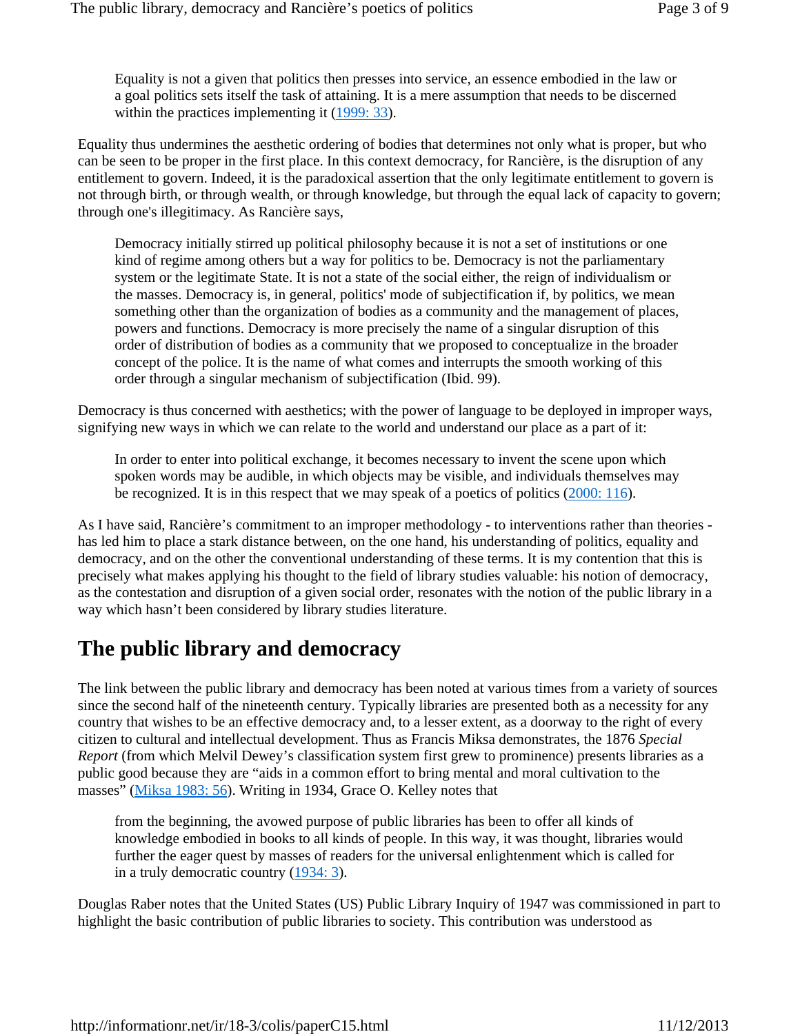> Equality is not a given that politics then presses into service, an essence embodied in the law or a goal politics sets itself the task of attaining. It is a mere assumption that needs to be discerned within the practices implementing it (1999: 33).

Equality thus undermines the aesthetic ordering of bodies that determines not only what is proper, but who can be seen to be proper in the first place. In this context democracy, for Rancière, is the disruption of any entitlement to govern. Indeed, it is the paradoxical assertion that the only legitimate entitlement to govern is not through birth, or through wealth, or through knowledge, but through the equal lack of capacity to govern; through one's illegitimacy. As Rancière says,

> Democracy initially stirred up political philosophy because it is not a set of institutions or one kind of regime among others but a way for politics to be. Democracy is not the parliamentary system or the legitimate State. It is not a state of the social either, the reign of individualism or the masses. Democracy is, in general, politics' mode of subjectification if, by politics, we mean something other than the organization of bodies as a community and the management of places, powers and functions. Democracy is more precisely the name of a singular disruption of this order of distribution of bodies as a community that we proposed to conceptualize in the broader concept of the police. It is the name of what comes and interrupts the smooth working of this order through a singular mechanism of subjectification (Ibid. 99).

Democracy is thus concerned with aesthetics; with the power of language to be deployed in improper ways, signifying new ways in which we can relate to the world and understand our place as a part of it:

> In order to enter into political exchange, it becomes necessary to invent the scene upon which spoken words may be audible, in which objects may be visible, and individuals themselves may be recognized. It is in this respect that we may speak of a poetics of politics (2000: 116).

As I have said, Rancière's commitment to an improper methodology - to interventions rather than theories - has led him to place a stark distance between, on the one hand, his understanding of politics, equality and democracy, and on the other the conventional understanding of these terms. It is my contention that this is precisely what makes applying his thought to the field of library studies valuable: his notion of democracy, as the contestation and disruption of a given social order, resonates with the notion of the public library in a way which hasn't been considered by library studies literature.

## The public library and democracy

The link between the public library and democracy has been noted at various times from a variety of sources since the second half of the nineteenth century. Typically libraries are presented both as a necessity for any country that wishes to be an effective democracy and, to a lesser extent, as a doorway to the right of every citizen to cultural and intellectual development. Thus as Francis Miksa demonstrates, the 1876 *Special Report* (from which Melvil Dewey's classification system first grew to prominence) presents libraries as a public good because they are "aids in a common effort to bring mental and moral cultivation to the masses" (Miksa 1983: 56). Writing in 1934, Grace O. Kelley notes that

> from the beginning, the avowed purpose of public libraries has been to offer all kinds of knowledge embodied in books to all kinds of people. In this way, it was thought, libraries would further the eager quest by masses of readers for the universal enlightenment which is called for in a truly democratic country (1934: 3).

Douglas Raber notes that the United States (US) Public Library Inquiry of 1947 was commissioned in part to highlight the basic contribution of public libraries to society. This contribution was understood as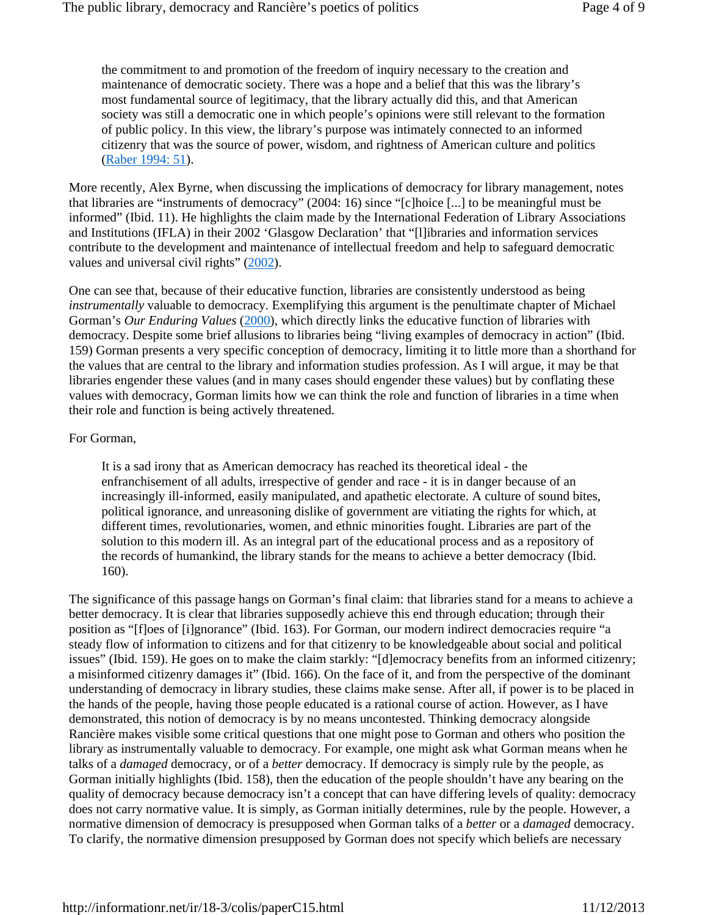> the commitment to and promotion of the freedom of inquiry necessary to the creation and maintenance of democratic society. There was a hope and a belief that this was the library's most fundamental source of legitimacy, that the library actually did this, and that American society was still a democratic one in which people's opinions were still relevant to the formation of public policy. In this view, the library's purpose was intimately connected to an informed citizenry that was the source of power, wisdom, and rightness of American culture and politics (Raber 1994: 51).

More recently, Alex Byrne, when discussing the implications of democracy for library management, notes that libraries are "instruments of democracy" (2004: 16) since "[c]hoice [...] to be meaningful must be informed" (Ibid. 11). He highlights the claim made by the International Federation of Library Associations and Institutions (IFLA) in their 2002 'Glasgow Declaration' that "[l]ibraries and information services contribute to the development and maintenance of intellectual freedom and help to safeguard democratic values and universal civil rights" (2002).

One can see that, because of their educative function, libraries are consistently understood as being *instrumentally* valuable to democracy. Exemplifying this argument is the penultimate chapter of Michael Gorman's *Our Enduring Values* (2000), which directly links the educative function of libraries with democracy. Despite some brief allusions to libraries being "living examples of democracy in action" (Ibid. 159) Gorman presents a very specific conception of democracy, limiting it to little more than a shorthand for the values that are central to the library and information studies profession. As I will argue, it may be that libraries engender these values (and in many cases should engender these values) but by conflating these values with democracy, Gorman limits how we can think the role and function of libraries in a time when their role and function is being actively threatened.

For Gorman,

> It is a sad irony that as American democracy has reached its theoretical ideal - the enfranchisement of all adults, irrespective of gender and race - it is in danger because of an increasingly ill-informed, easily manipulated, and apathetic electorate. A culture of sound bites, political ignorance, and unreasoning dislike of government are vitiating the rights for which, at different times, revolutionaries, women, and ethnic minorities fought. Libraries are part of the solution to this modern ill. As an integral part of the educational process and as a repository of the records of humankind, the library stands for the means to achieve a better democracy (Ibid. 160).

The significance of this passage hangs on Gorman's final claim: that libraries stand for a means to achieve a better democracy. It is clear that libraries supposedly achieve this end through education; through their position as "[f]oes of [i]gnorance" (Ibid. 163). For Gorman, our modern indirect democracies require "a steady flow of information to citizens and for that citizenry to be knowledgeable about social and political issues" (Ibid. 159). He goes on to make the claim starkly: "[d]emocracy benefits from an informed citizenry; a misinformed citizenry damages it" (Ibid. 166). On the face of it, and from the perspective of the dominant understanding of democracy in library studies, these claims make sense. After all, if power is to be placed in the hands of the people, having those people educated is a rational course of action. However, as I have demonstrated, this notion of democracy is by no means uncontested. Thinking democracy alongside Rancière makes visible some critical questions that one might pose to Gorman and others who position the library as instrumentally valuable to democracy. For example, one might ask what Gorman means when he talks of a *damaged* democracy, or of a *better* democracy. If democracy is simply rule by the people, as Gorman initially highlights (Ibid. 158), then the education of the people shouldn't have any bearing on the quality of democracy because democracy isn't a concept that can have differing levels of quality: democracy does not carry normative value. It is simply, as Gorman initially determines, rule by the people. However, a normative dimension of democracy is presupposed when Gorman talks of a *better* or a *damaged* democracy. To clarify, the normative dimension presupposed by Gorman does not specify which beliefs are necessary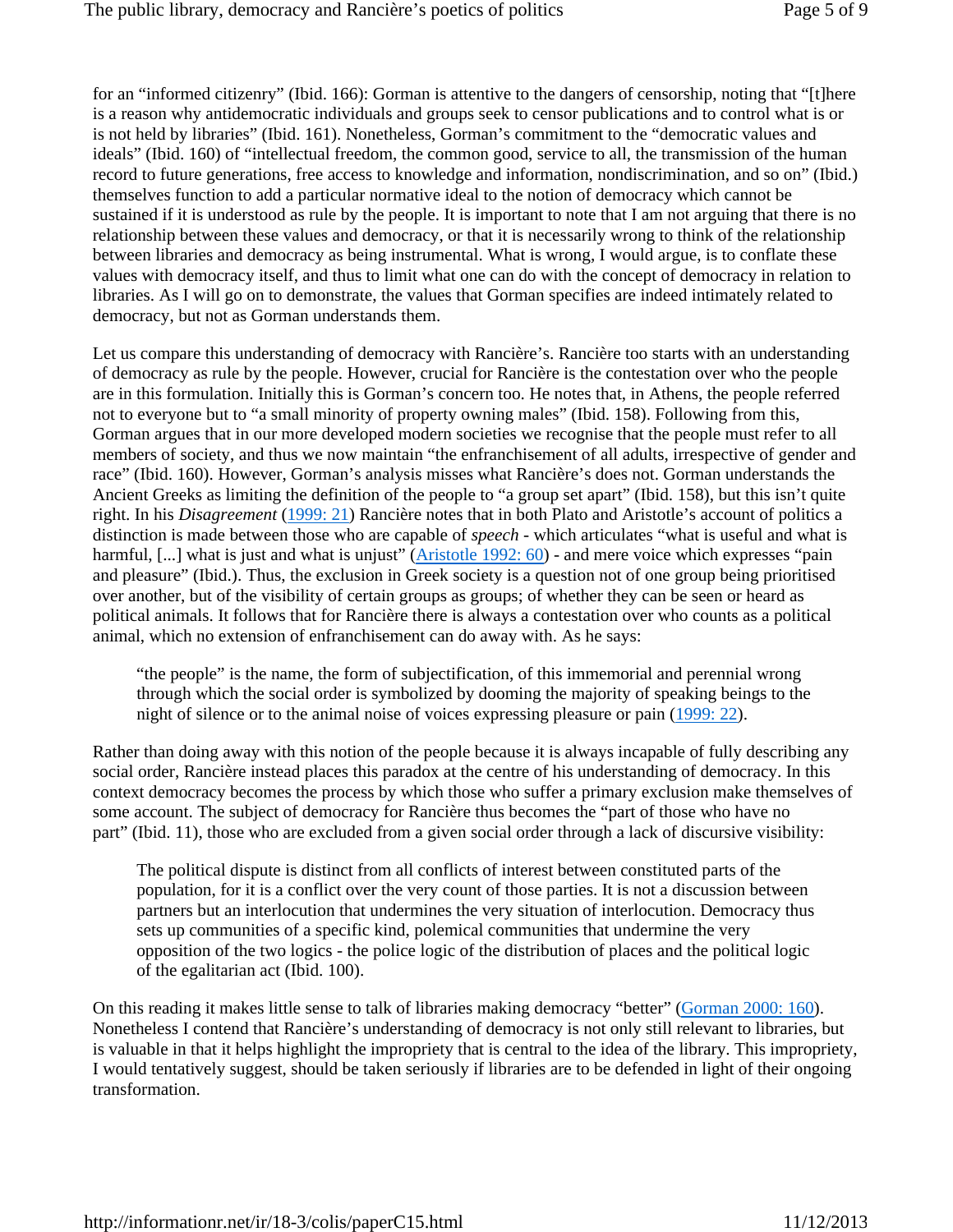for an “informed citizenry” (Ibid. 166): Gorman is attentive to the dangers of censorship, noting that “[t]here is a reason why antidemocratic individuals and groups seek to censor publications and to control what is or is not held by libraries” (Ibid. 161). Nonetheless, Gorman’s commitment to the “democratic values and ideals” (Ibid. 160) of “intellectual freedom, the common good, service to all, the transmission of the human record to future generations, free access to knowledge and information, nondiscrimination, and so on” (Ibid.) themselves function to add a particular normative ideal to the notion of democracy which cannot be sustained if it is understood as rule by the people. It is important to note that I am not arguing that there is no relationship between these values and democracy, or that it is necessarily wrong to think of the relationship between libraries and democracy as being instrumental. What is wrong, I would argue, is to conflate these values with democracy itself, and thus to limit what one can do with the concept of democracy in relation to libraries. As I will go on to demonstrate, the values that Gorman specifies are indeed intimately related to democracy, but not as Gorman understands them.

Let us compare this understanding of democracy with Rancière’s. Rancière too starts with an understanding of democracy as rule by the people. However, crucial for Rancière is the contestation over who the people are in this formulation. Initially this is Gorman’s concern too. He notes that, in Athens, the people referred not to everyone but to “a small minority of property owning males” (Ibid. 158). Following from this, Gorman argues that in our more developed modern societies we recognise that the people must refer to all members of society, and thus we now maintain “the enfranchisement of all adults, irrespective of gender and race” (Ibid. 160). However, Gorman’s analysis misses what Rancière’s does not. Gorman understands the Ancient Greeks as limiting the definition of the people to “a group set apart” (Ibid. 158), but this isn’t quite right. In his *Disagreement* (1999: 21) Rancière notes that in both Plato and Aristotle’s account of politics a distinction is made between those who are capable of *speech* - which articulates “what is useful and what is harmful, [...] what is just and what is unjust” (Aristotle 1992: 60) - and mere voice which expresses “pain and pleasure” (Ibid.). Thus, the exclusion in Greek society is a question not of one group being prioritised over another, but of the visibility of certain groups as groups; of whether they can be seen or heard as political animals. It follows that for Rancière there is always a contestation over who counts as a political animal, which no extension of enfranchisement can do away with. As he says:

> “the people” is the name, the form of subjectification, of this immemorial and perennial wrong through which the social order is symbolized by dooming the majority of speaking beings to the night of silence or to the animal noise of voices expressing pleasure or pain (1999: 22).

Rather than doing away with this notion of the people because it is always incapable of fully describing any social order, Rancière instead places this paradox at the centre of his understanding of democracy. In this context democracy becomes the process by which those who suffer a primary exclusion make themselves of some account. The subject of democracy for Rancière thus becomes the “part of those who have no part” (Ibid. 11), those who are excluded from a given social order through a lack of discursive visibility:

> The political dispute is distinct from all conflicts of interest between constituted parts of the population, for it is a conflict over the very count of those parties. It is not a discussion between partners but an interlocution that undermines the very situation of interlocution. Democracy thus sets up communities of a specific kind, polemical communities that undermine the very opposition of the two logics - the police logic of the distribution of places and the political logic of the egalitarian act (Ibid. 100).

On this reading it makes little sense to talk of libraries making democracy “better” (Gorman 2000: 160). Nonetheless I contend that Rancière’s understanding of democracy is not only still relevant to libraries, but is valuable in that it helps highlight the impropriety that is central to the idea of the library. This impropriety, I would tentatively suggest, should be taken seriously if libraries are to be defended in light of their ongoing transformation.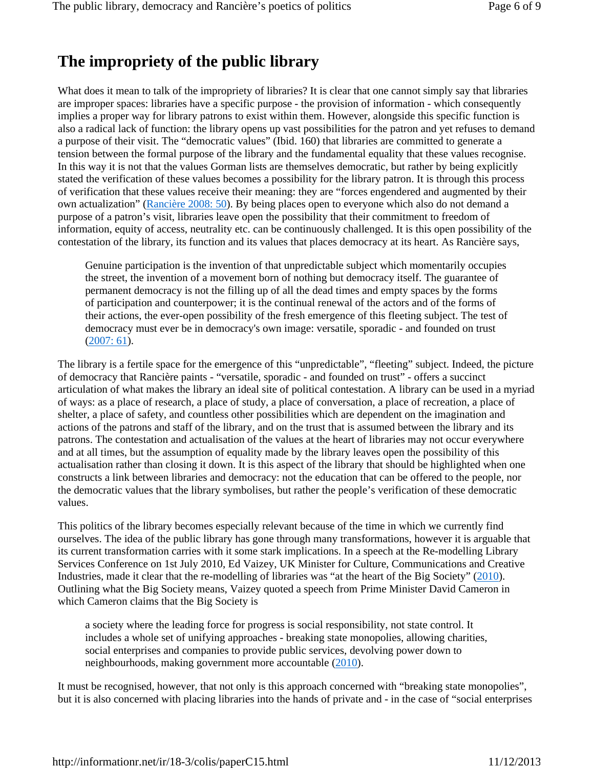## The impropriety of the public library

What does it mean to talk of the impropriety of libraries? It is clear that one cannot simply say that libraries are improper spaces: libraries have a specific purpose - the provision of information - which consequently implies a proper way for library patrons to exist within them. However, alongside this specific function is also a radical lack of function: the library opens up vast possibilities for the patron and yet refuses to demand a purpose of their visit. The "democratic values" (Ibid. 160) that libraries are committed to generate a tension between the formal purpose of the library and the fundamental equality that these values recognise. In this way it is not that the values Gorman lists are themselves democratic, but rather by being explicitly stated the verification of these values becomes a possibility for the library patron. It is through this process of verification that these values receive their meaning: they are "forces engendered and augmented by their own actualization" (Rancière 2008: 50). By being places open to everyone which also do not demand a purpose of a patron's visit, libraries leave open the possibility that their commitment to freedom of information, equity of access, neutrality etc. can be continuously challenged. It is this open possibility of the contestation of the library, its function and its values that places democracy at its heart. As Rancière says,

> Genuine participation is the invention of that unpredictable subject which momentarily occupies the street, the invention of a movement born of nothing but democracy itself. The guarantee of permanent democracy is not the filling up of all the dead times and empty spaces by the forms of participation and counterpower; it is the continual renewal of the actors and of the forms of their actions, the ever-open possibility of the fresh emergence of this fleeting subject. The test of democracy must ever be in democracy's own image: versatile, sporadic - and founded on trust (2007: 61).

The library is a fertile space for the emergence of this "unpredictable", "fleeting" subject. Indeed, the picture of democracy that Rancière paints - "versatile, sporadic - and founded on trust" - offers a succinct articulation of what makes the library an ideal site of political contestation. A library can be used in a myriad of ways: as a place of research, a place of study, a place of conversation, a place of recreation, a place of shelter, a place of safety, and countless other possibilities which are dependent on the imagination and actions of the patrons and staff of the library, and on the trust that is assumed between the library and its patrons. The contestation and actualisation of the values at the heart of libraries may not occur everywhere and at all times, but the assumption of equality made by the library leaves open the possibility of this actualisation rather than closing it down. It is this aspect of the library that should be highlighted when one constructs a link between libraries and democracy: not the education that can be offered to the people, nor the democratic values that the library symbolises, but rather the people's verification of these democratic values.

This politics of the library becomes especially relevant because of the time in which we currently find ourselves. The idea of the public library has gone through many transformations, however it is arguable that its current transformation carries with it some stark implications. In a speech at the Re-modelling Library Services Conference on 1st July 2010, Ed Vaizey, UK Minister for Culture, Communications and Creative Industries, made it clear that the re-modelling of libraries was "at the heart of the Big Society" (2010). Outlining what the Big Society means, Vaizey quoted a speech from Prime Minister David Cameron in which Cameron claims that the Big Society is

> a society where the leading force for progress is social responsibility, not state control. It includes a whole set of unifying approaches - breaking state monopolies, allowing charities, social enterprises and companies to provide public services, devolving power down to neighbourhoods, making government more accountable (2010).

It must be recognised, however, that not only is this approach concerned with "breaking state monopolies", but it is also concerned with placing libraries into the hands of private and - in the case of "social enterprises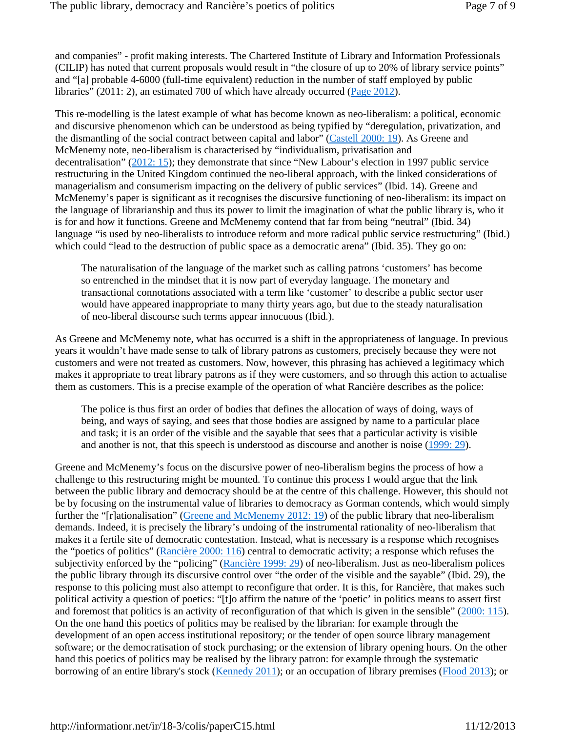and companies" - profit making interests. The Chartered Institute of Library and Information Professionals (CILIP) has noted that current proposals would result in "the closure of up to 20% of library service points" and "[a] probable 4-6000 (full-time equivalent) reduction in the number of staff employed by public libraries" (2011: 2), an estimated 700 of which have already occurred (Page 2012).

This re-modelling is the latest example of what has become known as neo-liberalism: a political, economic and discursive phenomenon which can be understood as being typified by "deregulation, privatization, and the dismantling of the social contract between capital and labor" (Castell 2000: 19). As Greene and McMenemy note, neo-liberalism is characterised by "individualism, privatisation and decentralisation" (2012: 15); they demonstrate that since "New Labour's election in 1997 public service restructuring in the United Kingdom continued the neo-liberal approach, with the linked considerations of managerialism and consumerism impacting on the delivery of public services" (Ibid. 14). Greene and McMenemy's paper is significant as it recognises the discursive functioning of neo-liberalism: its impact on the language of librarianship and thus its power to limit the imagination of what the public library is, who it is for and how it functions. Greene and McMenemy contend that far from being "neutral" (Ibid. 34) language "is used by neo-liberalists to introduce reform and more radical public service restructuring" (Ibid.) which could "lead to the destruction of public space as a democratic arena" (Ibid. 35). They go on:

> The naturalisation of the language of the market such as calling patrons 'customers' has become so entrenched in the mindset that it is now part of everyday language. The monetary and transactional connotations associated with a term like 'customer' to describe a public sector user would have appeared inappropriate to many thirty years ago, but due to the steady naturalisation of neo-liberal discourse such terms appear innocuous (Ibid.).

As Greene and McMenemy note, what has occurred is a shift in the appropriateness of language. In previous years it wouldn't have made sense to talk of library patrons as customers, precisely because they were not customers and were not treated as customers. Now, however, this phrasing has achieved a legitimacy which makes it appropriate to treat library patrons as if they were customers, and so through this action to actualise them as customers. This is a precise example of the operation of what Rancière describes as the police:

> The police is thus first an order of bodies that defines the allocation of ways of doing, ways of being, and ways of saying, and sees that those bodies are assigned by name to a particular place and task; it is an order of the visible and the sayable that sees that a particular activity is visible and another is not, that this speech is understood as discourse and another is noise (1999: 29).

Greene and McMenemy's focus on the discursive power of neo-liberalism begins the process of how a challenge to this restructuring might be mounted. To continue this process I would argue that the link between the public library and democracy should be at the centre of this challenge. However, this should not be by focusing on the instrumental value of libraries to democracy as Gorman contends, which would simply further the "[r]ationalisation" (Greene and McMenemy 2012: 19) of the public library that neo-liberalism demands. Indeed, it is precisely the library's undoing of the instrumental rationality of neo-liberalism that makes it a fertile site of democratic contestation. Instead, what is necessary is a response which recognises the "poetics of politics" (Rancière 2000: 116) central to democratic activity; a response which refuses the subjectivity enforced by the "policing" (Rancière 1999: 29) of neo-liberalism. Just as neo-liberalism polices the public library through its discursive control over "the order of the visible and the sayable" (Ibid. 29), the response to this policing must also attempt to reconfigure that order. It is this, for Rancière, that makes such political activity a question of poetics: "[t]o affirm the nature of the 'poetic' in politics means to assert first and foremost that politics is an activity of reconfiguration of that which is given in the sensible" (2000: 115). On the one hand this poetics of politics may be realised by the librarian: for example through the development of an open access institutional repository; or the tender of open source library management software; or the democratisation of stock purchasing; or the extension of library opening hours. On the other hand this poetics of politics may be realised by the library patron: for example through the systematic borrowing of an entire library's stock (Kennedy 2011); or an occupation of library premises (Flood 2013); or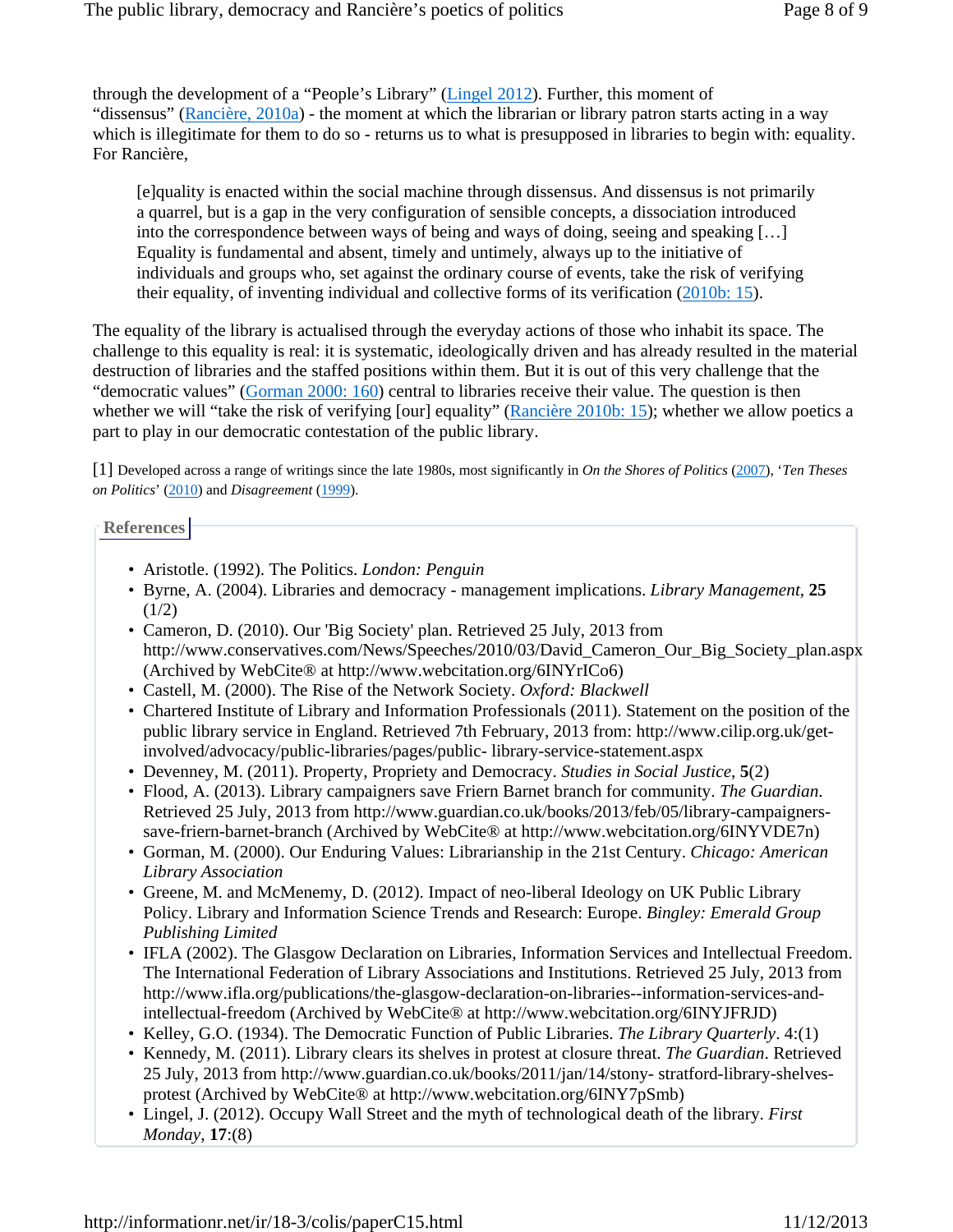through the development of a "People's Library" (Lingel 2012). Further, this moment of "dissensus" (Rancière, 2010a) - the moment at which the librarian or library patron starts acting in a way which is illegitimate for them to do so - returns us to what is presupposed in libraries to begin with: equality. For Rancière,

> [e]quality is enacted within the social machine through dissensus. And dissensus is not primarily a quarrel, but is a gap in the very configuration of sensible concepts, a dissociation introduced into the correspondence between ways of being and ways of doing, seeing and speaking […] Equality is fundamental and absent, timely and untimely, always up to the initiative of individuals and groups who, set against the ordinary course of events, take the risk of verifying their equality, of inventing individual and collective forms of its verification (2010b: 15).

The equality of the library is actualised through the everyday actions of those who inhabit its space. The challenge to this equality is real: it is systematic, ideologically driven and has already resulted in the material destruction of libraries and the staffed positions within them. But it is out of this very challenge that the "democratic values" (Gorman 2000: 160) central to libraries receive their value. The question is then whether we will "take the risk of verifying [our] equality" (Rancière 2010b: 15); whether we allow poetics a part to play in our democratic contestation of the public library.

[1] Developed across a range of writings since the late 1980s, most significantly in *On the Shores of Politics* (2007), '*Ten Theses on Politics*' (2010) and *Disagreement* (1999).

## References

- Aristotle. (1992). The Politics. *London: Penguin*
- Byrne, A. (2004). Libraries and democracy - management implications. *Library Management*, **25** (1/2)
- Cameron, D. (2010). Our 'Big Society' plan. Retrieved 25 July, 2013 from http://www.conservatives.com/News/Speeches/2010/03/David_Cameron_Our_Big_Society_plan.aspx (Archived by WebCite® at http://www.webcitation.org/6INYrICo6)
- Castell, M. (2000). The Rise of the Network Society. *Oxford: Blackwell*
- Chartered Institute of Library and Information Professionals (2011). Statement on the position of the public library service in England. Retrieved 7th February, 2013 from: http://www.cilip.org.uk/get-involved/advocacy/public-libraries/pages/public- library-service-statement.aspx
- Devenney, M. (2011). Property, Propriety and Democracy. *Studies in Social Justice*, **5**(2)
- Flood, A. (2013). Library campaigners save Friern Barnet branch for community. *The Guardian*. Retrieved 25 July, 2013 from http://www.guardian.co.uk/books/2013/feb/05/library-campaigners-save-friern-barnet-branch (Archived by WebCite® at http://www.webcitation.org/6INYVDE7n)
- Gorman, M. (2000). Our Enduring Values: Librarianship in the 21st Century. *Chicago: American Library Association*
- Greene, M. and McMenemy, D. (2012). Impact of neo-liberal Ideology on UK Public Library Policy. Library and Information Science Trends and Research: Europe. *Bingley: Emerald Group Publishing Limited*
- IFLA (2002). The Glasgow Declaration on Libraries, Information Services and Intellectual Freedom. The International Federation of Library Associations and Institutions. Retrieved 25 July, 2013 from http://www.ifla.org/publications/the-glasgow-declaration-on-libraries--information-services-and-intellectual-freedom (Archived by WebCite® at http://www.webcitation.org/6INYJFRJD)
- Kelley, G.O. (1934). The Democratic Function of Public Libraries. *The Library Quarterly*. 4:(1)
- Kennedy, M. (2011). Library clears its shelves in protest at closure threat. *The Guardian*. Retrieved 25 July, 2013 from http://www.guardian.co.uk/books/2011/jan/14/stony- stratford-library-shelves-protest (Archived by WebCite® at http://www.webcitation.org/6INY7pSmb)
- Lingel, J. (2012). Occupy Wall Street and the myth of technological death of the library. *First Monday*, **17**:(8)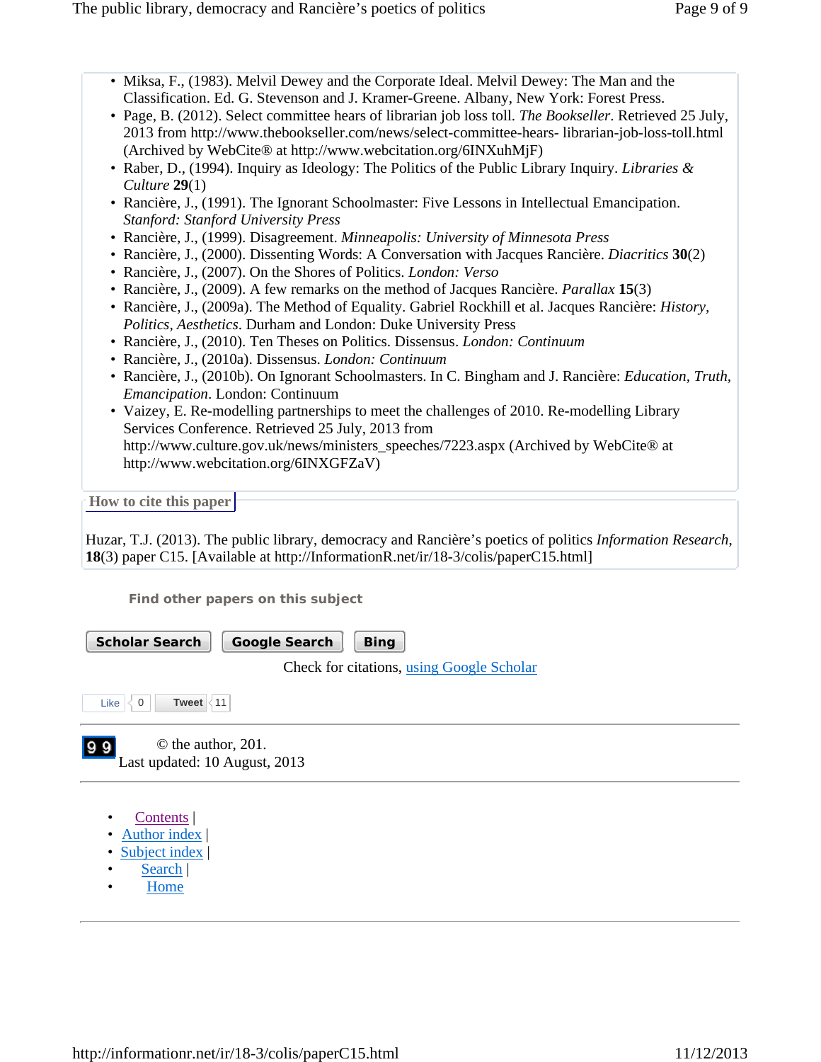- Miksa, F., (1983). Melvil Dewey and the Corporate Ideal. Melvil Dewey: The Man and the Classification. Ed. G. Stevenson and J. Kramer-Greene. Albany, New York: Forest Press.
- Page, B. (2012). Select committee hears of librarian job loss toll. *The Bookseller*. Retrieved 25 July, 2013 from http://www.thebookseller.com/news/select-committee-hears- librarian-job-loss-toll.html (Archived by WebCite® at http://www.webcitation.org/6INXuhMjF)
- Raber, D., (1994). Inquiry as Ideology: The Politics of the Public Library Inquiry. *Libraries & Culture* **29**(1)
- Rancière, J., (1991). The Ignorant Schoolmaster: Five Lessons in Intellectual Emancipation. *Stanford: Stanford University Press*
- Rancière, J., (1999). Disagreement. *Minneapolis: University of Minnesota Press*
- Rancière, J., (2000). Dissenting Words: A Conversation with Jacques Rancière. *Diacritics* **30**(2)
- Rancière, J., (2007). On the Shores of Politics. *London: Verso*
- Rancière, J., (2009). A few remarks on the method of Jacques Rancière. *Parallax* **15**(3)
- Rancière, J., (2009a). The Method of Equality. Gabriel Rockhill et al. Jacques Rancière: *History, Politics, Aesthetics*. Durham and London: Duke University Press
- Rancière, J., (2010). Ten Theses on Politics. Dissensus. *London: Continuum*
- Rancière, J., (2010a). Dissensus. *London: Continuum*
- Rancière, J., (2010b). On Ignorant Schoolmasters. In C. Bingham and J. Rancière: *Education, Truth, Emancipation*. London: Continuum
- Vaizey, E. Re-modelling partnerships to meet the challenges of 2010. Re-modelling Library Services Conference. Retrieved 25 July, 2013 from http://www.culture.gov.uk/news/ministers_speeches/7223.aspx (Archived by WebCite® at http://www.webcitation.org/6INXGFZaV)

## How to cite this paper

Huzar, T.J. (2013). The public library, democracy and Rancière's poetics of politics *Information Research*, **18**(3) paper C15. [Available at http://InformationR.net/ir/18-3/colis/paperC15.html]

**Find other papers on this subject**

Scholar Search | Google Search | Bing

Check for citations, using Google Scholar

Like 0 Tweet 11

© the author, 201.
Last updated: 10 August, 2013

- Contents |
- Author index |
- Subject index |
- Search |
- Home